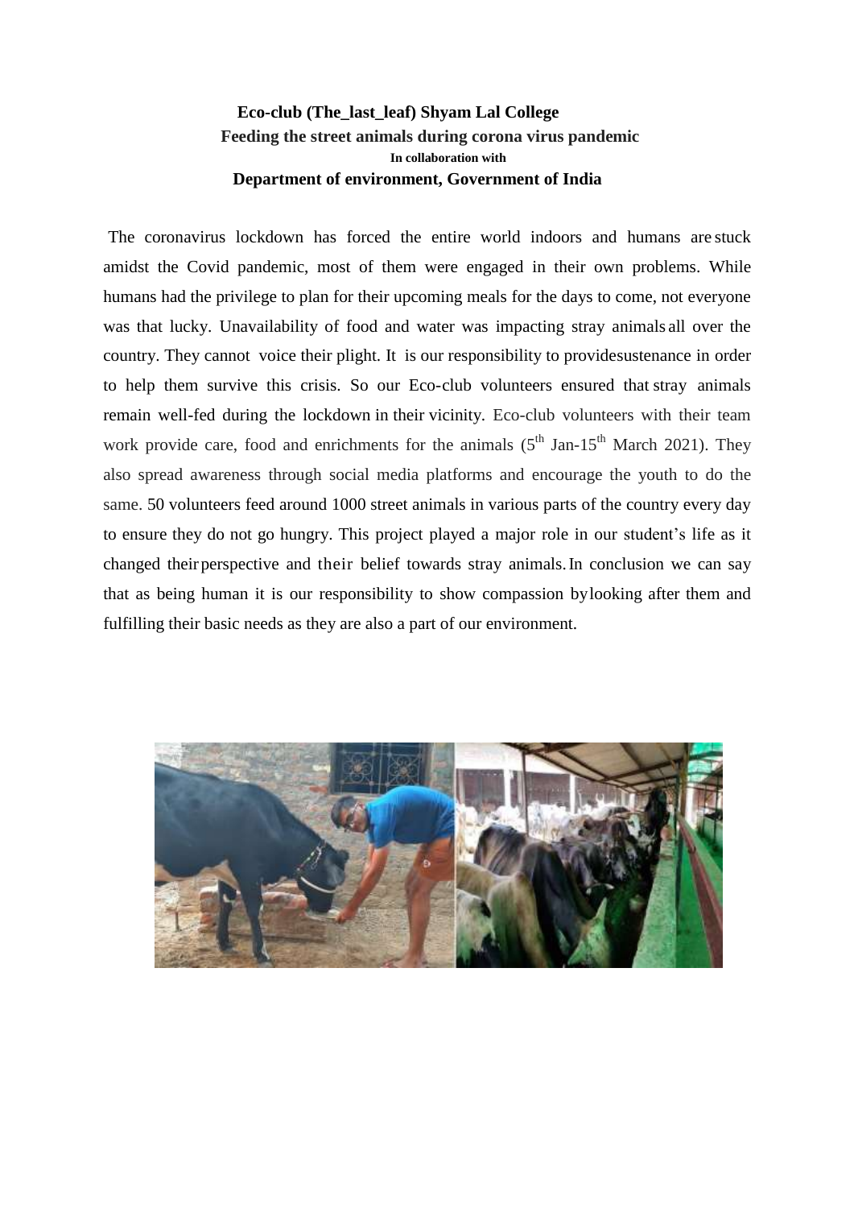**Eco-club (The_last_leaf) Shyam Lal College**

**Feeding the street animals during corona virus pandemic**

**In collaboration with**

**Department of environment, Government of India**

The coronavirus lockdown has forced the entire world indoors and humans are stuck amidst the Covid pandemic, most of them were engaged in their own problems. While humans had the privilege to plan for their upcoming meals for the days to come, not everyone was that lucky. Unavailability of food and water was impacting stray animals all over the country. They cannot voice their plight. It is our responsibility to providesustenance in order to help them survive this crisis. So our Eco-club volunteers ensured that stray animals remain well-fed during the lockdown in their vicinity. Eco-club volunteers with their team work provide care, food and enrichments for the animals (5th Jan-15th March 2021). They also spread awareness through social media platforms and encourage the youth to do the same. 50 volunteers feed around 1000 street animals in various parts of the country every day to ensure they do not go hungry. This project played a major role in our student's life as it changed their perspective and their belief towards stray animals. In conclusion we can say that as being human it is our responsibility to show compassion bylooking after them and fulfilling their basic needs as they are also a part of our environment.